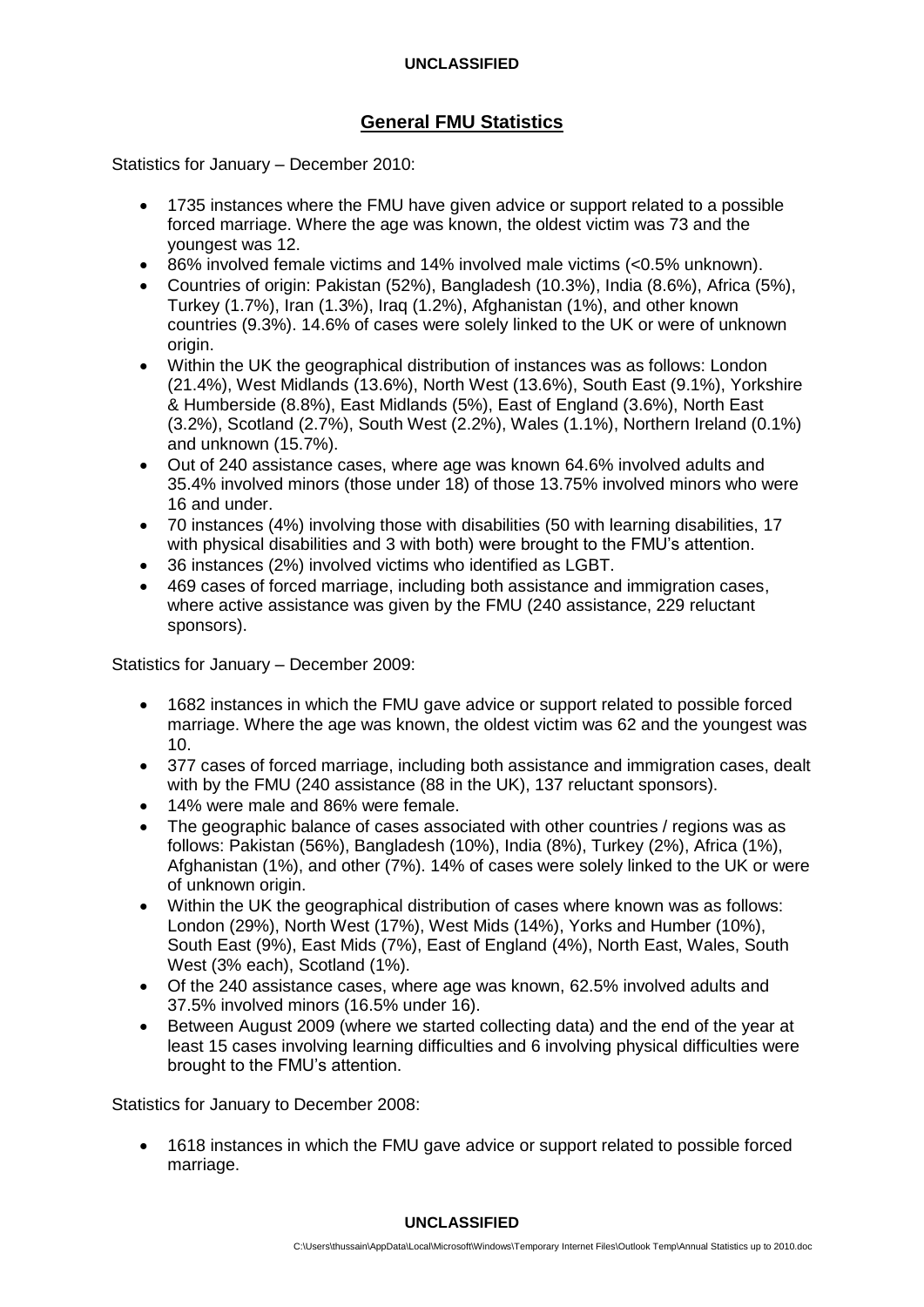## General FMU Statistics

Statistics for January – December 2010:

- 1735 instances where the FMU have given advice or support related to a possible forced marriage. Where the age was known, the oldest victim was 73 and the youngest was 12.
- 86% involved female victims and 14% involved male victims (<0.5% unknown).
- Countries of origin: Pakistan (52%), Bangladesh (10.3%), India (8.6%), Africa (5%), Turkey (1.7%), Iran (1.3%), Iraq (1.2%), Afghanistan (1%), and other known countries (9.3%). 14.6% of cases were solely linked to the UK or were of unknown origin.
- Within the UK the geographical distribution of instances was as follows: London (21.4%), West Midlands (13.6%), North West (13.6%), South East (9.1%), Yorkshire & Humberside (8.8%), East Midlands (5%), East of England (3.6%), North East (3.2%), Scotland (2.7%), South West (2.2%), Wales (1.1%), Northern Ireland (0.1%) and unknown (15.7%).
- Out of 240 assistance cases, where age was known 64.6% involved adults and 35.4% involved minors (those under 18) of those 13.75% involved minors who were 16 and under.
- 70 instances (4%) involving those with disabilities (50 with learning disabilities, 17 with physical disabilities and 3 with both) were brought to the FMU's attention.
- 36 instances (2%) involved victims who identified as LGBT.
- 469 cases of forced marriage, including both assistance and immigration cases, where active assistance was given by the FMU (240 assistance, 229 reluctant sponsors).

Statistics for January – December 2009:

- 1682 instances in which the FMU gave advice or support related to possible forced marriage. Where the age was known, the oldest victim was 62 and the youngest was 10.
- 377 cases of forced marriage, including both assistance and immigration cases, dealt with by the FMU (240 assistance (88 in the UK), 137 reluctant sponsors).
- 14% were male and 86% were female.
- The geographic balance of cases associated with other countries / regions was as follows: Pakistan (56%), Bangladesh (10%), India (8%), Turkey (2%), Africa (1%), Afghanistan (1%), and other (7%). 14% of cases were solely linked to the UK or were of unknown origin.
- Within the UK the geographical distribution of cases where known was as follows: London (29%), North West (17%), West Mids (14%), Yorks and Humber (10%), South East (9%), East Mids (7%), East of England (4%), North East, Wales, South West (3% each), Scotland (1%).
- Of the 240 assistance cases, where age was known, 62.5% involved adults and 37.5% involved minors (16.5% under 16).
- Between August 2009 (where we started collecting data) and the end of the year at least 15 cases involving learning difficulties and 6 involving physical difficulties were brought to the FMU's attention.

Statistics for January to December 2008:

- 1618 instances in which the FMU gave advice or support related to possible forced marriage.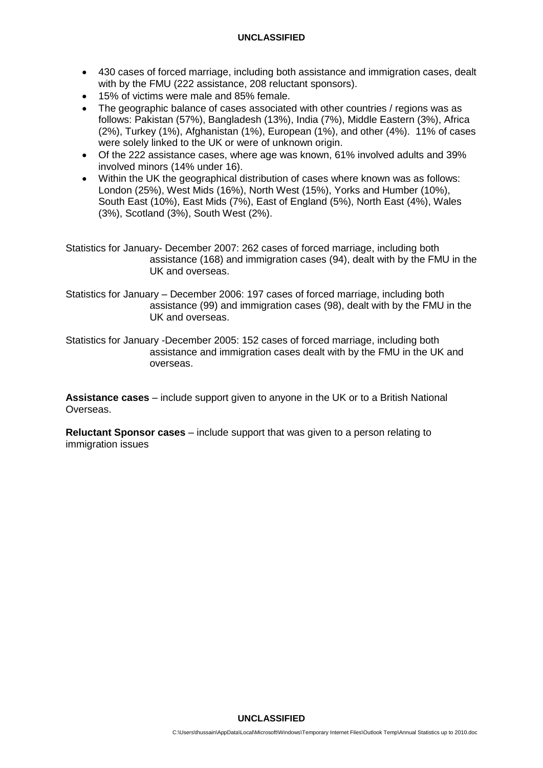- 430 cases of forced marriage, including both assistance and immigration cases, dealt with by the FMU (222 assistance, 208 reluctant sponsors).
- 15% of victims were male and 85% female.
- The geographic balance of cases associated with other countries / regions was as follows: Pakistan (57%), Bangladesh (13%), India (7%), Middle Eastern (3%), Africa (2%), Turkey (1%), Afghanistan (1%), European (1%), and other (4%). 11% of cases were solely linked to the UK or were of unknown origin.
- Of the 222 assistance cases, where age was known, 61% involved adults and 39% involved minors (14% under 16).
- Within the UK the geographical distribution of cases where known was as follows: London (25%), West Mids (16%), North West (15%), Yorks and Humber (10%), South East (10%), East Mids (7%), East of England (5%), North East (4%), Wales (3%), Scotland (3%), South West (2%).

Statistics for January- December 2007: 262 cases of forced marriage, including both assistance (168) and immigration cases (94), dealt with by the FMU in the UK and overseas.

Statistics for January – December 2006: 197 cases of forced marriage, including both assistance (99) and immigration cases (98), dealt with by the FMU in the UK and overseas.

Statistics for January -December 2005: 152 cases of forced marriage, including both assistance and immigration cases dealt with by the FMU in the UK and overseas.

**Assistance cases** – include support given to anyone in the UK or to a British National Overseas.

**Reluctant Sponsor cases** – include support that was given to a person relating to immigration issues